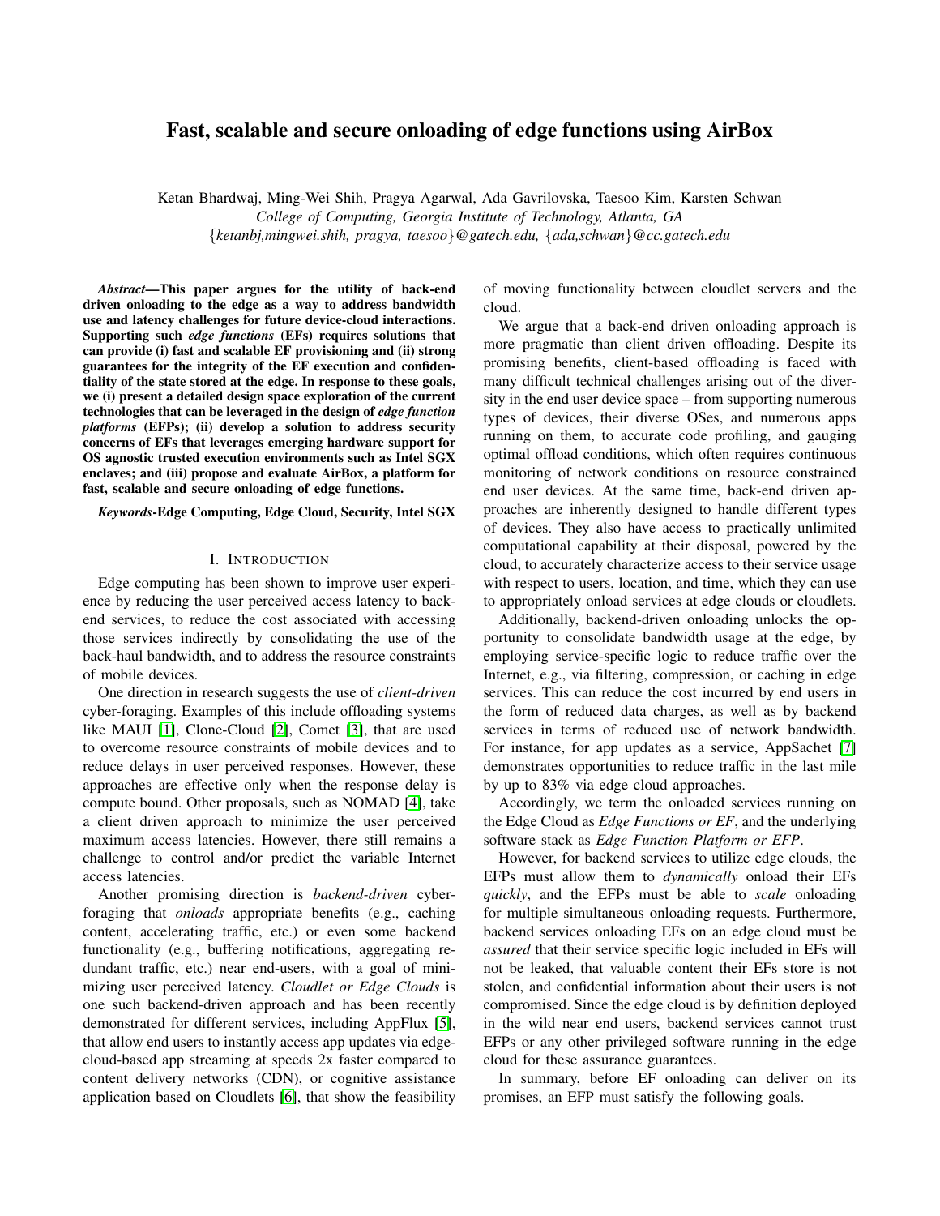# Fast, scalable and secure onloading of edge functions using AirBox

Ketan Bhardwaj, Ming-Wei Shih, Pragya Agarwal, Ada Gavrilovska, Taesoo Kim, Karsten Schwan

*College of Computing, Georgia Institute of Technology, Atlanta, GA*

{*ketanbj,mingwei.shih, pragya, taesoo*}*@gatech.edu*, {*ada,schwan*}*@cc.gatech.edu*

***Abstract*—This paper argues for the utility of back-end driven onloading to the edge as a way to address bandwidth use and latency challenges for future device-cloud interactions. Supporting such *edge functions* (EFs) requires solutions that can provide (i) fast and scalable EF provisioning and (ii) strong guarantees for the integrity of the EF execution and confidentiality of the state stored at the edge. In response to these goals, we (i) present a detailed design space exploration of the current technologies that can be leveraged in the design of *edge function platforms* (EFPs); (ii) develop a solution to address security concerns of EFs that leverages emerging hardware support for OS agnostic trusted execution environments such as Intel SGX enclaves; and (iii) propose and evaluate AirBox, a platform for fast, scalable and secure onloading of edge functions.**

***Keywords*-Edge Computing, Edge Cloud, Security, Intel SGX**

## I. Introduction

Edge computing has been shown to improve user experience by reducing the user perceived access latency to back-end services, to reduce the cost associated with accessing those services indirectly by consolidating the use of the back-haul bandwidth, and to address the resource constraints of mobile devices.

One direction in research suggests the use of *client-driven* cyber-foraging. Examples of this include offloading systems like MAUI [1], Clone-Cloud [2], Comet [3], that are used to overcome resource constraints of mobile devices and to reduce delays in user perceived responses. However, these approaches are effective only when the response delay is compute bound. Other proposals, such as NOMAD [4], take a client driven approach to minimize the user perceived maximum access latencies. However, there still remains a challenge to control and/or predict the variable Internet access latencies.

Another promising direction is *backend-driven* cyber-foraging that *onloads* appropriate benefits (e.g., caching content, accelerating traffic, etc.) or even some backend functionality (e.g., buffering notifications, aggregating redundant traffic, etc.) near end-users, with a goal of minimizing user perceived latency. *Cloudlet or Edge Clouds* is one such backend-driven approach and has been recently demonstrated for different services, including AppFlux [5], that allow end users to instantly access app updates via edge-cloud-based app streaming at speeds 2x faster compared to content delivery networks (CDN), or cognitive assistance application based on Cloudlets [6], that show the feasibility of moving functionality between cloudlet servers and the cloud.

We argue that a back-end driven onloading approach is more pragmatic than client driven offloading. Despite its promising benefits, client-based offloading is faced with many difficult technical challenges arising out of the diversity in the end user device space – from supporting numerous types of devices, their diverse OSes, and numerous apps running on them, to accurate code profiling, and gauging optimal offload conditions, which often requires continuous monitoring of network conditions on resource constrained end user devices. At the same time, back-end driven approaches are inherently designed to handle different types of devices. They also have access to practically unlimited computational capability at their disposal, powered by the cloud, to accurately characterize access to their service usage with respect to users, location, and time, which they can use to appropriately onload services at edge clouds or cloudlets.

Additionally, backend-driven onloading unlocks the opportunity to consolidate bandwidth usage at the edge, by employing service-specific logic to reduce traffic over the Internet, e.g., via filtering, compression, or caching in edge services. This can reduce the cost incurred by end users in the form of reduced data charges, as well as by backend services in terms of reduced use of network bandwidth. For instance, for app updates as a service, AppSachet [7] demonstrates opportunities to reduce traffic in the last mile by up to 83% via edge cloud approaches.

Accordingly, we term the onloaded services running on the Edge Cloud as *Edge Functions or EF*, and the underlying software stack as *Edge Function Platform or EFP*.

However, for backend services to utilize edge clouds, the EFPs must allow them to *dynamically* onload their EFs *quickly*, and the EFPs must be able to *scale* onloading for multiple simultaneous onloading requests. Furthermore, backend services onloading EFs on an edge cloud must be *assured* that their service specific logic included in EFs will not be leaked, that valuable content their EFs store is not stolen, and confidential information about their users is not compromised. Since the edge cloud is by definition deployed in the wild near end users, backend services cannot trust EFPs or any other privileged software running in the edge cloud for these assurance guarantees.

In summary, before EF onloading can deliver on its promises, an EFP must satisfy the following goals.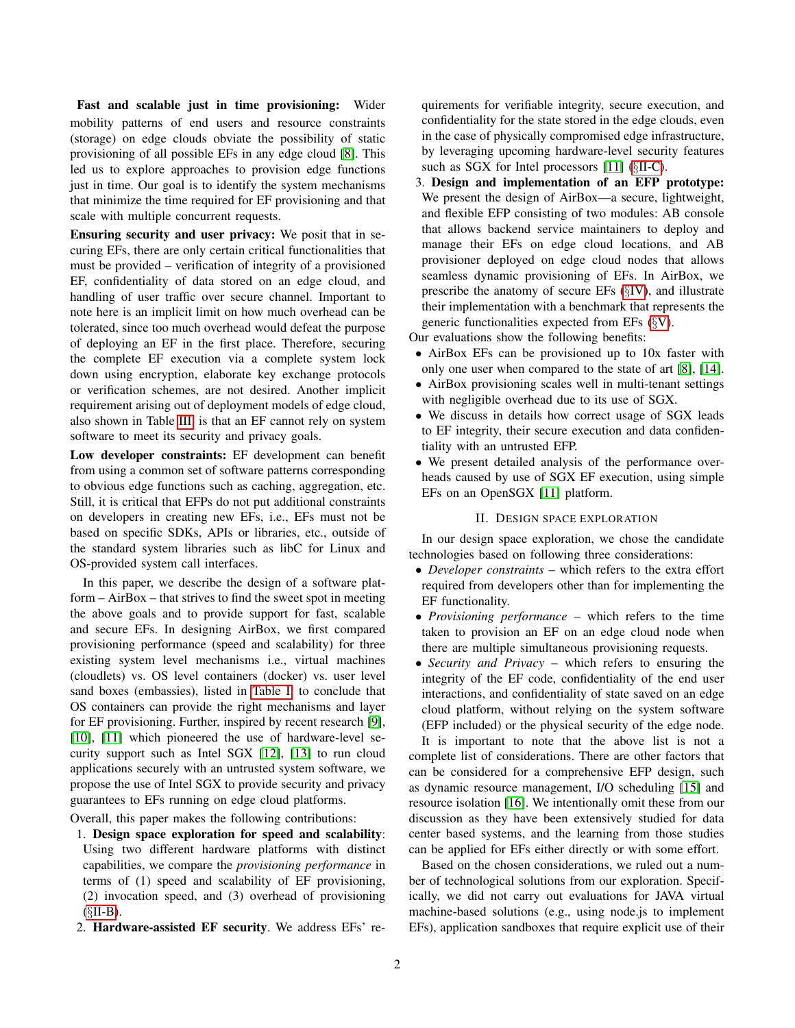**Fast and scalable just in time provisioning:** Wider mobility patterns of end users and resource constraints (storage) on edge clouds obviate the possibility of static provisioning of all possible EFs in any edge cloud [8]. This led us to explore approaches to provision edge functions just in time. Our goal is to identify the system mechanisms that minimize the time required for EF provisioning and that scale with multiple concurrent requests.

**Ensuring security and user privacy:** We posit that in securing EFs, there are only certain critical functionalities that must be provided – verification of integrity of a provisioned EF, confidentiality of data stored on an edge cloud, and handling of user traffic over secure channel. Important to note here is an implicit limit on how much overhead can be tolerated, since too much overhead would defeat the purpose of deploying an EF in the first place. Therefore, securing the complete EF execution via a complete system lock down using encryption, elaborate key exchange protocols or verification schemes, are not desired. Another implicit requirement arising out of deployment models of edge cloud, also shown in Table III, is that an EF cannot rely on system software to meet its security and privacy goals.

**Low developer constraints:** EF development can benefit from using a common set of software patterns corresponding to obvious edge functions such as caching, aggregation, etc. Still, it is critical that EFPs do not put additional constraints on developers in creating new EFs, i.e., EFs must not be based on specific SDKs, APIs or libraries, etc., outside of the standard system libraries such as libC for Linux and OS-provided system call interfaces.

In this paper, we describe the design of a software platform – AirBox – that strives to find the sweet spot in meeting the above goals and to provide support for fast, scalable and secure EFs. In designing AirBox, we first compared provisioning performance (speed and scalability) for three existing system level mechanisms i.e., virtual machines (cloudlets) vs. OS level containers (docker) vs. user level sand boxes (embassies), listed in Table I, to conclude that OS containers can provide the right mechanisms and layer for EF provisioning. Further, inspired by recent research [9], [10], [11] which pioneered the use of hardware-level security support such as Intel SGX [12], [13] to run cloud applications securely with an untrusted system software, we propose the use of Intel SGX to provide security and privacy guarantees to EFs running on edge cloud platforms.

Overall, this paper makes the following contributions:

1. **Design space exploration for speed and scalability**: Using two different hardware platforms with distinct capabilities, we compare the *provisioning performance* in terms of (1) speed and scalability of EF provisioning, (2) invocation speed, and (3) overhead of provisioning (§II-B).
2. **Hardware-assisted EF security**. We address EFs' requirements for verifiable integrity, secure execution, and confidentiality for the state stored in the edge clouds, even in the case of physically compromised edge infrastructure, by leveraging upcoming hardware-level security features such as SGX for Intel processors [11] (§II-C).
3. **Design and implementation of an EFP prototype:** We present the design of AirBox—a secure, lightweight, and flexible EFP consisting of two modules: AB console that allows backend service maintainers to deploy and manage their EFs on edge cloud locations, and AB provisioner deployed on edge cloud nodes that allows seamless dynamic provisioning of EFs. In AirBox, we prescribe the anatomy of secure EFs (§IV), and illustrate their implementation with a benchmark that represents the generic functionalities expected from EFs (§V).

Our evaluations show the following benefits:

- AirBox EFs can be provisioned up to 10x faster with only one user when compared to the state of art [8], [14].
- AirBox provisioning scales well in multi-tenant settings with negligible overhead due to its use of SGX.
- We discuss in details how correct usage of SGX leads to EF integrity, their secure execution and data confidentiality with an untrusted EFP.
- We present detailed analysis of the performance overheads caused by use of SGX EF execution, using simple EFs on an OpenSGX [11] platform.

## II. Design Space Exploration

In our design space exploration, we chose the candidate technologies based on following three considerations:

- *Developer constraints* – which refers to the extra effort required from developers other than for implementing the EF functionality.
- *Provisioning performance* – which refers to the time taken to provision an EF on an edge cloud node when there are multiple simultaneous provisioning requests.
- *Security and Privacy* – which refers to ensuring the integrity of the EF code, confidentiality of the end user interactions, and confidentiality of state saved on an edge cloud platform, without relying on the system software (EFP included) or the physical security of the edge node.

It is important to note that the above list is not a complete list of considerations. There are other factors that can be considered for a comprehensive EFP design, such as dynamic resource management, I/O scheduling [15] and resource isolation [16]. We intentionally omit these from our discussion as they have been extensively studied for data center based systems, and the learning from those studies can be applied for EFs either directly or with some effort.

Based on the chosen considerations, we ruled out a number of technological solutions from our exploration. Specifically, we did not carry out evaluations for JAVA virtual machine-based solutions (e.g., using node.js to implement EFs), application sandboxes that require explicit use of their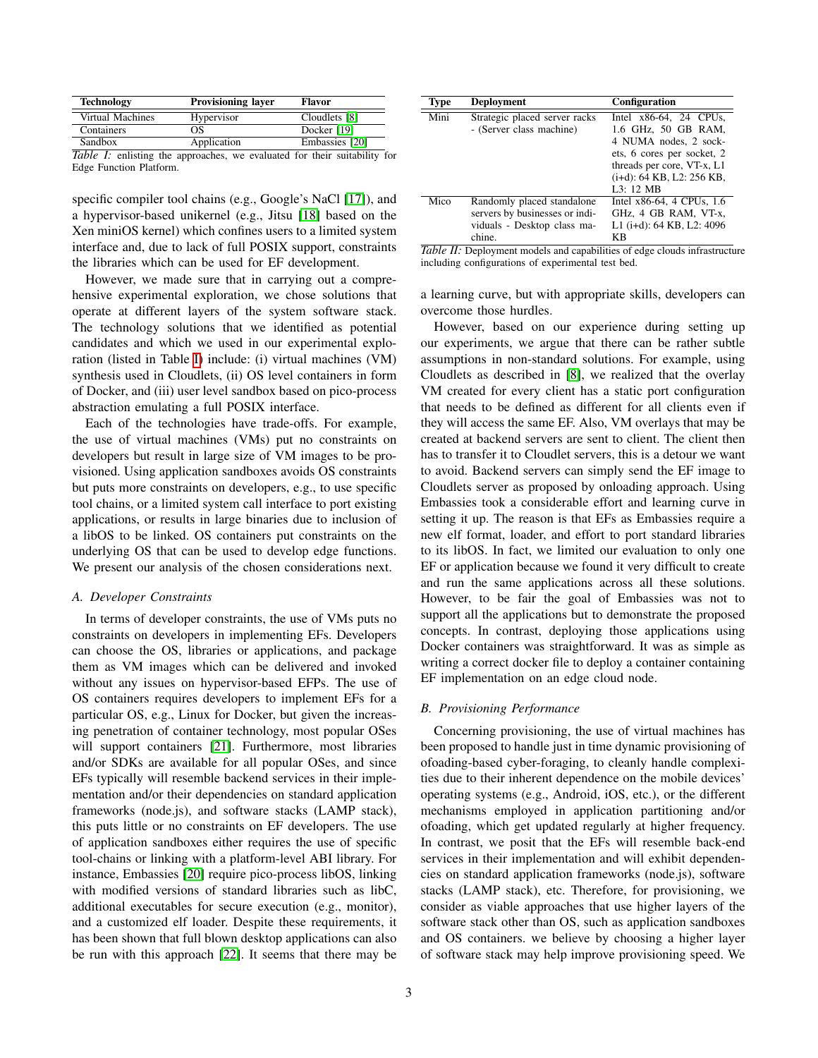| Technology | Provisioning layer | Flavor |
|---|---|---|
| Virtual Machines | Hypervisor | Cloudlets [8] |
| Containers | OS | Docker [19] |
| Sandbox | Application | Embassies [20] |

*Table I:* enlisting the approaches, we evaluated for their suitability for Edge Function Platform.

specific compiler tool chains (e.g., Google's NaCl [17]), and a hypervisor-based unikernel (e.g., Jitsu [18] based on the Xen miniOS kernel) which confines users to a limited system interface and, due to lack of full POSIX support, constraints the libraries which can be used for EF development.

However, we made sure that in carrying out a comprehensive experimental exploration, we chose solutions that operate at different layers of the system software stack. The technology solutions that we identified as potential candidates and which we used in our experimental exploration (listed in Table I) include: (i) virtual machines (VM) synthesis used in Cloudlets, (ii) OS level containers in form of Docker, and (iii) user level sandbox based on pico-process abstraction emulating a full POSIX interface.

Each of the technologies have trade-offs. For example, the use of virtual machines (VMs) put no constraints on developers but result in large size of VM images to be provisioned. Using application sandboxes avoids OS constraints but puts more constraints on developers, e.g., to use specific tool chains, or a limited system call interface to port existing applications, or results in large binaries due to inclusion of a libOS to be linked. OS containers put constraints on the underlying OS that can be used to develop edge functions. We present our analysis of the chosen considerations next.

### A. Developer Constraints

In terms of developer constraints, the use of VMs puts no constraints on developers in implementing EFs. Developers can choose the OS, libraries or applications, and package them as VM images which can be delivered and invoked without any issues on hypervisor-based EFPs. The use of OS containers requires developers to implement EFs for a particular OS, e.g., Linux for Docker, but given the increasing penetration of container technology, most popular OSes will support containers [21]. Furthermore, most libraries and/or SDKs are available for all popular OSes, and since EFs typically will resemble backend services in their implementation and/or their dependencies on standard application frameworks (node.js), and software stacks (LAMP stack), this puts little or no constraints on EF developers. The use of application sandboxes either requires the use of specific tool-chains or linking with a platform-level ABI library. For instance, Embassies [20] require pico-process libOS, linking with modified versions of standard libraries such as libC, additional executables for secure execution (e.g., monitor), and a customized elf loader. Despite these requirements, it has been shown that full blown desktop applications can also be run with this approach [22]. It seems that there may be a learning curve, but with appropriate skills, developers can overcome those hurdles.

| Type | Deployment | Configuration |
|---|---|---|
| Mini | Strategic placed server racks - (Server class machine) | Intel x86-64, 24 CPUs, 1.6 GHz, 50 GB RAM, 4 NUMA nodes, 2 sockets, 6 cores per socket, 2 threads per core, VT-x, L1 (i+d): 64 KB, L2: 256 KB, L3: 12 MB |
| Mico | Randomly placed standalone servers by businesses or individuals - Desktop class machine. | Intel x86-64, 4 CPUs, 1.6 GHz, 4 GB RAM, VT-x, L1 (i+d): 64 KB, L2: 4096 KB |

*Table II:* Deployment models and capabilities of edge clouds infrastructure including configurations of experimental test bed.

However, based on our experience during setting up our experiments, we argue that there can be rather subtle assumptions in non-standard solutions. For example, using Cloudlets as described in [8], we realized that the overlay VM created for every client has a static port configuration that needs to be defined as different for all clients even if they will access the same EF. Also, VM overlays that may be created at backend servers are sent to client. The client then has to transfer it to Cloudlet servers, this is a detour we want to avoid. Backend servers can simply send the EF image to Cloudlets server as proposed by onloading approach. Using Embassies took a considerable effort and learning curve in setting it up. The reason is that EFs as Embassies require a new elf format, loader, and effort to port standard libraries to its libOS. In fact, we limited our evaluation to only one EF or application because we found it very difficult to create and run the same applications across all these solutions. However, to be fair the goal of Embassies was not to support all the applications but to demonstrate the proposed concepts. In contrast, deploying those applications using Docker containers was straightforward. It was as simple as writing a correct docker file to deploy a container containing EF implementation on an edge cloud node.

### B. Provisioning Performance

Concerning provisioning, the use of virtual machines has been proposed to handle just in time dynamic provisioning of ofoading-based cyber-foraging, to cleanly handle complexities due to their inherent dependence on the mobile devices' operating systems (e.g., Android, iOS, etc.), or the different mechanisms employed in application partitioning and/or ofoading, which get updated regularly at higher frequency. In contrast, we posit that the EFs will resemble back-end services in their implementation and will exhibit dependencies on standard application frameworks (node.js), software stacks (LAMP stack), etc. Therefore, for provisioning, we consider as viable approaches that use higher layers of the software stack other than OS, such as application sandboxes and OS containers. we believe by choosing a higher layer of software stack may help improve provisioning speed. We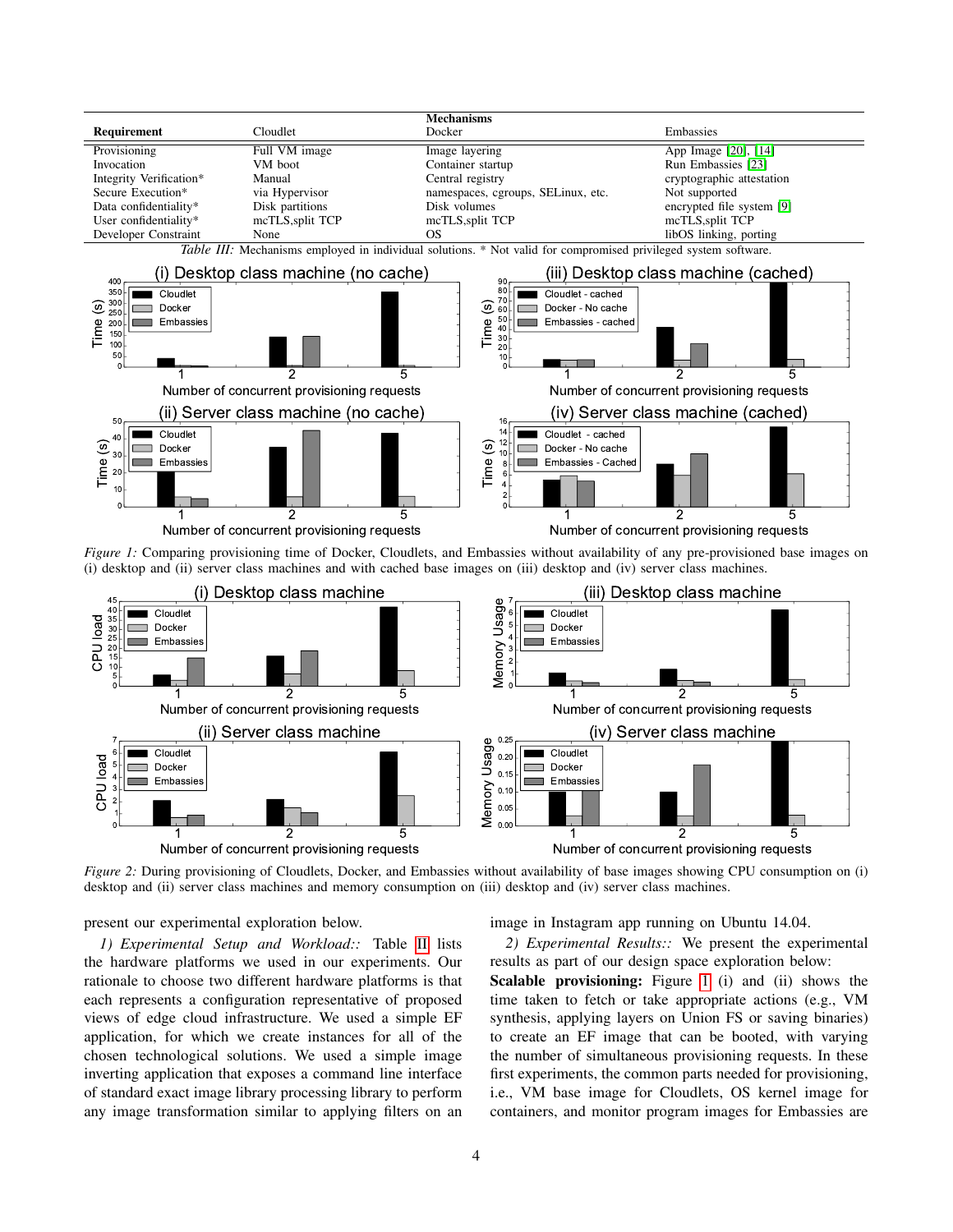| Requirement | Mechanisms Cloudlet | Docker | Embassies |
|---|---|---|---|
| Provisioning | Full VM image | Image layering | App Image [20], [14] |
| Invocation | VM boot | Container startup | Run Embassies [23] |
| Integrity Verification* | Manual | Central registry | cryptographic attestation |
| Secure Execution* | via Hypervisor | namespaces, cgroups, SELinux, etc. | Not supported |
| Data confidentiality* | Disk partitions | Disk volumes | encrypted file system [9] |
| User confidentiality* | mcTLS,split TCP | mcTLS,split TCP | mcTLS,split TCP |
| Developer Constraint | None | OS | libOS linking, porting |

*Table III:* Mechanisms employed in individual solutions. * Not valid for compromised privileged system software.

*Figure 1:* Comparing provisioning time of Docker, Cloudlets, and Embassies without availability of any pre-provisioned base images on (i) desktop and (ii) server class machines and with cached base images on (iii) desktop and (iv) server class machines.

*Figure 2:* During provisioning of Cloudlets, Docker, and Embassies without availability of base images showing CPU consumption on (i) desktop and (ii) server class machines and memory consumption on (iii) desktop and (iv) server class machines.

present our experimental exploration below.

*1) Experimental Setup and Workload::* Table II lists the hardware platforms we used in our experiments. Our rationale to choose two different hardware platforms is that each represents a configuration representative of proposed views of edge cloud infrastructure. We used a simple EF application, for which we create instances for all of the chosen technological solutions. We used a simple image inverting application that exposes a command line interface of standard exact image library processing library to perform any image transformation similar to applying filters on an image in Instagram app running on Ubuntu 14.04.

*2) Experimental Results::* We present the experimental results as part of our design space exploration below:

**Scalable provisioning:** Figure 1 (i) and (ii) shows the time taken to fetch or take appropriate actions (e.g., VM synthesis, applying layers on Union FS or saving binaries) to create an EF image that can be booted, with varying the number of simultaneous provisioning requests. In these first experiments, the common parts needed for provisioning, i.e., VM base image for Cloudlets, OS kernel image for containers, and monitor program images for Embassies are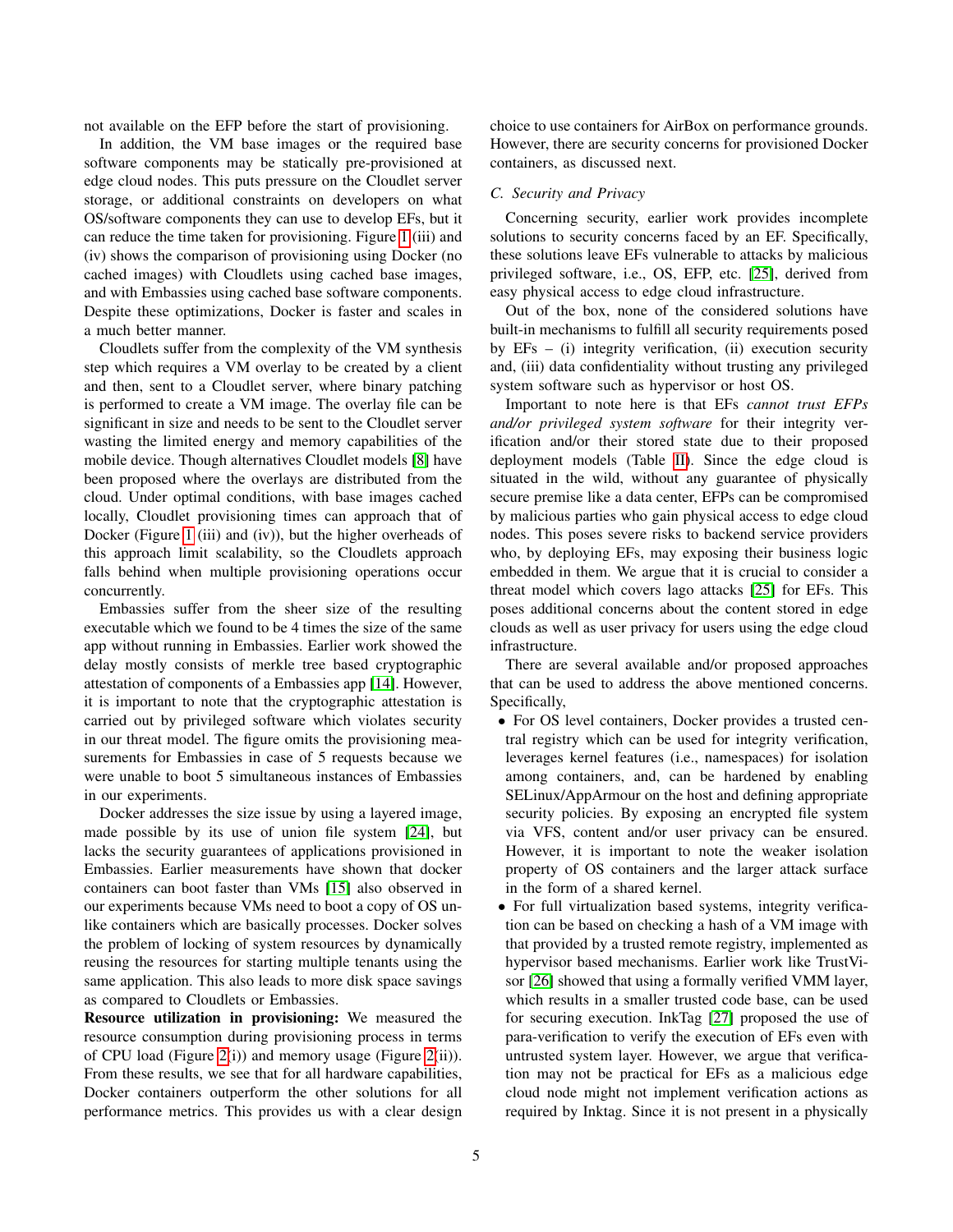not available on the EFP before the start of provisioning.

In addition, the VM base images or the required base software components may be statically pre-provisioned at edge cloud nodes. This puts pressure on the Cloudlet server storage, or additional constraints on developers on what OS/software components they can use to develop EFs, but it can reduce the time taken for provisioning. Figure 1 (iii) and (iv) shows the comparison of provisioning using Docker (no cached images) with Cloudlets using cached base images, and with Embassies using cached base software components. Despite these optimizations, Docker is faster and scales in a much better manner.

Cloudlets suffer from the complexity of the VM synthesis step which requires a VM overlay to be created by a client and then, sent to a Cloudlet server, where binary patching is performed to create a VM image. The overlay file can be significant in size and needs to be sent to the Cloudlet server wasting the limited energy and memory capabilities of the mobile device. Though alternatives Cloudlet models [8] have been proposed where the overlays are distributed from the cloud. Under optimal conditions, with base images cached locally, Cloudlet provisioning times can approach that of Docker (Figure 1 (iii) and (iv)), but the higher overheads of this approach limit scalability, so the Cloudlets approach falls behind when multiple provisioning operations occur concurrently.

Embassies suffer from the sheer size of the resulting executable which we found to be 4 times the size of the same app without running in Embassies. Earlier work showed the delay mostly consists of merkle tree based cryptographic attestation of components of a Embassies app [14]. However, it is important to note that the cryptographic attestation is carried out by privileged software which violates security in our threat model. The figure omits the provisioning measurements for Embassies in case of 5 requests because we were unable to boot 5 simultaneous instances of Embassies in our experiments.

Docker addresses the size issue by using a layered image, made possible by its use of union file system [24], but lacks the security guarantees of applications provisioned in Embassies. Earlier measurements have shown that docker containers can boot faster than VMs [15] also observed in our experiments because VMs need to boot a copy of OS unlike containers which are basically processes. Docker solves the problem of locking of system resources by dynamically reusing the resources for starting multiple tenants using the same application. This also leads to more disk space savings as compared to Cloudlets or Embassies.

**Resource utilization in provisioning:** We measured the resource consumption during provisioning process in terms of CPU load (Figure 2(i)) and memory usage (Figure 2(ii)). From these results, we see that for all hardware capabilities, Docker containers outperform the other solutions for all performance metrics. This provides us with a clear design choice to use containers for AirBox on performance grounds. However, there are security concerns for provisioned Docker containers, as discussed next.

### C. Security and Privacy

Concerning security, earlier work provides incomplete solutions to security concerns faced by an EF. Specifically, these solutions leave EFs vulnerable to attacks by malicious privileged software, i.e., OS, EFP, etc. [25], derived from easy physical access to edge cloud infrastructure.

Out of the box, none of the considered solutions have built-in mechanisms to fulfill all security requirements posed by EFs – (i) integrity verification, (ii) execution security and, (iii) data confidentiality without trusting any privileged system software such as hypervisor or host OS.

Important to note here is that EFs *cannot trust EFPs and/or privileged system software* for their integrity verification and/or their stored state due to their proposed deployment models (Table II). Since the edge cloud is situated in the wild, without any guarantee of physically secure premise like a data center, EFPs can be compromised by malicious parties who gain physical access to edge cloud nodes. This poses severe risks to backend service providers who, by deploying EFs, may exposing their business logic embedded in them. We argue that it is crucial to consider a threat model which covers Iago attacks [25] for EFs. This poses additional concerns about the content stored in edge clouds as well as user privacy for users using the edge cloud infrastructure.

There are several available and/or proposed approaches that can be used to address the above mentioned concerns. Specifically,

- For OS level containers, Docker provides a trusted central registry which can be used for integrity verification, leverages kernel features (i.e., namespaces) for isolation among containers, and, can be hardened by enabling SELinux/AppArmour on the host and defining appropriate security policies. By exposing an encrypted file system via VFS, content and/or user privacy can be ensured. However, it is important to note the weaker isolation property of OS containers and the larger attack surface in the form of a shared kernel.
- For full virtualization based systems, integrity verification can be based on checking a hash of a VM image with that provided by a trusted remote registry, implemented as hypervisor based mechanisms. Earlier work like TrustVisor [26] showed that using a formally verified VMM layer, which results in a smaller trusted code base, can be used for securing execution. InkTag [27] proposed the use of para-verification to verify the execution of EFs even with untrusted system layer. However, we argue that verification may not be practical for EFs as a malicious edge cloud node might not implement verification actions as required by Inktag. Since it is not present in a physically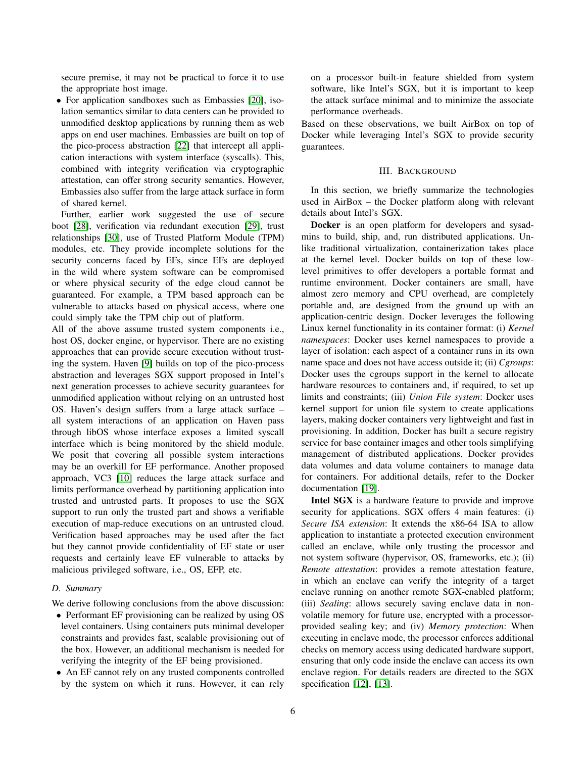secure premise, it may not be practical to force it to use the appropriate host image.

- For application sandboxes such as Embassies [20], isolation semantics similar to data centers can be provided to unmodified desktop applications by running them as web apps on end user machines. Embassies are built on top of the pico-process abstraction [22] that intercept all application interactions with system interface (syscalls). This, combined with integrity verification via cryptographic attestation, can offer strong security semantics. However, Embassies also suffer from the large attack surface in form of shared kernel.

Further, earlier work suggested the use of secure boot [28], verification via redundant execution [29], trust relationships [30], use of Trusted Platform Module (TPM) modules, etc. They provide incomplete solutions for the security concerns faced by EFs, since EFs are deployed in the wild where system software can be compromised or where physical security of the edge cloud cannot be guaranteed. For example, a TPM based approach can be vulnerable to attacks based on physical access, where one could simply take the TPM chip out of platform.

All of the above assume trusted system components i.e., host OS, docker engine, or hypervisor. There are no existing approaches that can provide secure execution without trusting the system. Haven [9] builds on top of the pico-process abstraction and leverages SGX support proposed in Intel's next generation processes to achieve security guarantees for unmodified application without relying on an untrusted host OS. Haven's design suffers from a large attack surface – all system interactions of an application on Haven pass through libOS whose interface exposes a limited syscall interface which is being monitored by the shield module. We posit that covering all possible system interactions may be an overkill for EF performance. Another proposed approach, VC3 [10] reduces the large attack surface and limits performance overhead by partitioning application into trusted and untrusted parts. It proposes to use the SGX support to run only the trusted part and shows a verifiable execution of map-reduce executions on an untrusted cloud. Verification based approaches may be used after the fact but they cannot provide confidentiality of EF state or user requests and certainly leave EF vulnerable to attacks by malicious privileged software, i.e., OS, EFP, etc.

### D. Summary

We derive following conclusions from the above discussion:

- Performant EF provisioning can be realized by using OS level containers. Using containers puts minimal developer constraints and provides fast, scalable provisioning out of the box. However, an additional mechanism is needed for verifying the integrity of the EF being provisioned.
- An EF cannot rely on any trusted components controlled by the system on which it runs. However, it can rely on a processor built-in feature shielded from system software, like Intel's SGX, but it is important to keep the attack surface minimal and to minimize the associate performance overheads.

Based on these observations, we built AirBox on top of Docker while leveraging Intel's SGX to provide security guarantees.

## III. Background

In this section, we briefly summarize the technologies used in AirBox – the Docker platform along with relevant details about Intel's SGX.

**Docker** is an open platform for developers and sysadmins to build, ship, and, run distributed applications. Unlike traditional virtualization, containerization takes place at the kernel level. Docker builds on top of these low-level primitives to offer developers a portable format and runtime environment. Docker containers are small, have almost zero memory and CPU overhead, are completely portable and, are designed from the ground up with an application-centric design. Docker leverages the following Linux kernel functionality in its container format: (i) *Kernel namespaces*: Docker uses kernel namespaces to provide a layer of isolation: each aspect of a container runs in its own name space and does not have access outside it; (ii) *Cgroups*: Docker uses the cgroups support in the kernel to allocate hardware resources to containers and, if required, to set up limits and constraints; (iii) *Union File system*: Docker uses kernel support for union file system to create applications layers, making docker containers very lightweight and fast in provisioning. In addition, Docker has built a secure registry service for base container images and other tools simplifying management of distributed applications. Docker provides data volumes and data volume containers to manage data for containers. For additional details, refer to the Docker documentation [19].

**Intel SGX** is a hardware feature to provide and improve security for applications. SGX offers 4 main features: (i) *Secure ISA extension*: It extends the x86-64 ISA to allow application to instantiate a protected execution environment called an enclave, while only trusting the processor and not system software (hypervisor, OS, frameworks, etc.); (ii) *Remote attestation*: provides a remote attestation feature, in which an enclave can verify the integrity of a target enclave running on another remote SGX-enabled platform; (iii) *Sealing*: allows securely saving enclave data in non-volatile memory for future use, encrypted with a processor-provided sealing key; and (iv) *Memory protection*: When executing in enclave mode, the processor enforces additional checks on memory access using dedicated hardware support, ensuring that only code inside the enclave can access its own enclave region. For details readers are directed to the SGX specification [12], [13].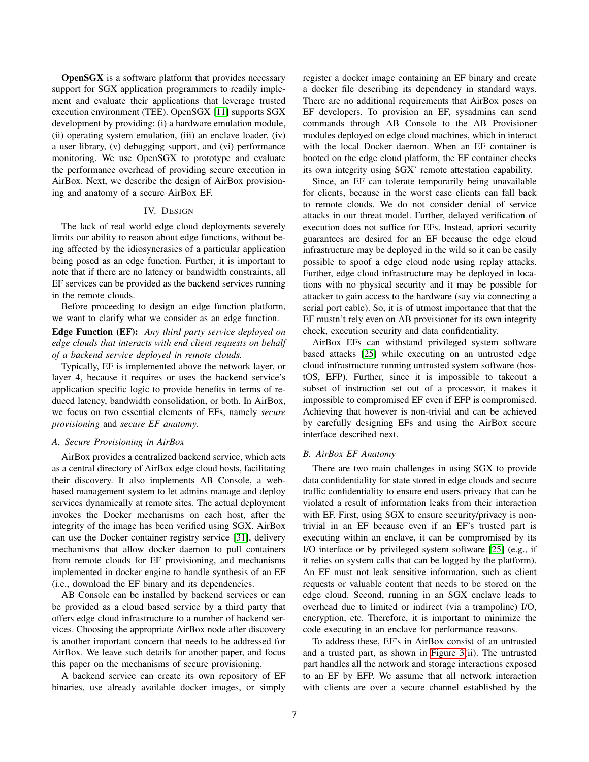**OpenSGX** is a software platform that provides necessary support for SGX application programmers to readily implement and evaluate their applications that leverage trusted execution environment (TEE). OpenSGX [11] supports SGX development by providing: (i) a hardware emulation module, (ii) operating system emulation, (iii) an enclave loader, (iv) a user library, (v) debugging support, and (vi) performance monitoring. We use OpenSGX to prototype and evaluate the performance overhead of providing secure execution in AirBox. Next, we describe the design of AirBox provisioning and anatomy of a secure AirBox EF.

## IV. Design

The lack of real world edge cloud deployments severely limits our ability to reason about edge functions, without being affected by the idiosyncrasies of a particular application being posed as an edge function. Further, it is important to note that if there are no latency or bandwidth constraints, all EF services can be provided as the backend services running in the remote clouds.

Before proceeding to design an edge function platform, we want to clarify what we consider as an edge function.

**Edge Function (EF):** *Any third party service deployed on edge clouds that interacts with end client requests on behalf of a backend service deployed in remote clouds.*

Typically, EF is implemented above the network layer, or layer 4, because it requires or uses the backend service's application specific logic to provide benefits in terms of reduced latency, bandwidth consolidation, or both. In AirBox, we focus on two essential elements of EFs, namely *secure provisioning* and *secure EF anatomy*.

### A. Secure Provisioning in AirBox

AirBox provides a centralized backend service, which acts as a central directory of AirBox edge cloud hosts, facilitating their discovery. It also implements AB Console, a web-based management system to let admins manage and deploy services dynamically at remote sites. The actual deployment invokes the Docker mechanisms on each host, after the integrity of the image has been verified using SGX. AirBox can use the Docker container registry service [31], delivery mechanisms that allow docker daemon to pull containers from remote clouds for EF provisioning, and mechanisms implemented in docker engine to handle synthesis of an EF (i.e., download the EF binary and its dependencies.

AB Console can be installed by backend services or can be provided as a cloud based service by a third party that offers edge cloud infrastructure to a number of backend services. Choosing the appropriate AirBox node after discovery is another important concern that needs to be addressed for AirBox. We leave such details for another paper, and focus this paper on the mechanisms of secure provisioning.

A backend service can create its own repository of EF binaries, use already available docker images, or simply register a docker image containing an EF binary and create a docker file describing its dependency in standard ways. There are no additional requirements that AirBox poses on EF developers. To provision an EF, sysadmins can send commands through AB Console to the AB Provisioner modules deployed on edge cloud machines, which in interact with the local Docker daemon. When an EF container is booted on the edge cloud platform, the EF container checks its own integrity using SGX' remote attestation capability.

Since, an EF can tolerate temporarily being unavailable for clients, because in the worst case clients can fall back to remote clouds. We do not consider denial of service attacks in our threat model. Further, delayed verification of execution does not suffice for EFs. Instead, apriori security guarantees are desired for an EF because the edge cloud infrastructure may be deployed in the wild so it can be easily possible to spoof a edge cloud node using replay attacks. Further, edge cloud infrastructure may be deployed in locations with no physical security and it may be possible for attacker to gain access to the hardware (say via connecting a serial port cable). So, it is of utmost importance that that the EF mustn't rely even on AB provisioner for its own integrity check, execution security and data confidentiality.

AirBox EFs can withstand privileged system software based attacks [25] while executing on an untrusted edge cloud infrastructure running untrusted system software (hostOS, EFP). Further, since it is impossible to takeout a subset of instruction set out of a processor, it makes it impossible to compromised EF even if EFP is compromised. Achieving that however is non-trivial and can be achieved by carefully designing EFs and using the AirBox secure interface described next.

### B. AirBox EF Anatomy

There are two main challenges in using SGX to provide data confidentiality for state stored in edge clouds and secure traffic confidentiality to ensure end users privacy that can be violated a result of information leaks from their interaction with EF. First, using SGX to ensure security/privacy is non-trivial in an EF because even if an EF's trusted part is executing within an enclave, it can be compromised by its I/O interface or by privileged system software [25] (e.g., if it relies on system calls that can be logged by the platform). An EF must not leak sensitive information, such as client requests or valuable content that needs to be stored on the edge cloud. Second, running in an SGX enclave leads to overhead due to limited or indirect (via a trampoline) I/O, encryption, etc. Therefore, it is important to minimize the code executing in an enclave for performance reasons.

To address these, EF's in AirBox consist of an untrusted and a trusted part, as shown in Figure 3(ii). The untrusted part handles all the network and storage interactions exposed to an EF by EFP. We assume that all network interaction with clients are over a secure channel established by the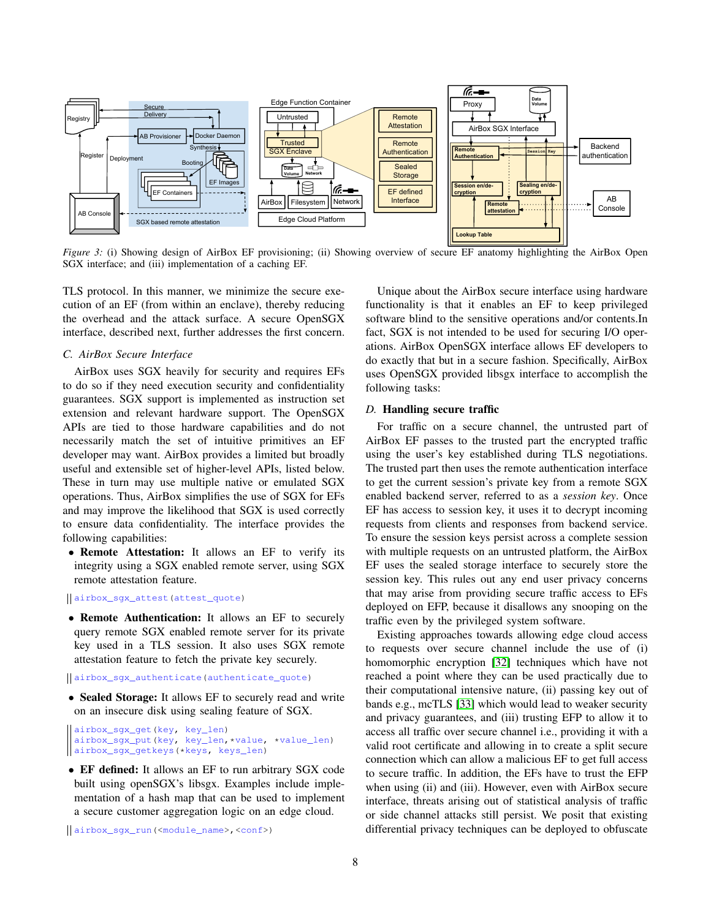Figure 3: (i) Showing design of AirBox EF provisioning; (ii) Showing overview of secure EF anatomy highlighting the AirBox Open SGX interface; and (iii) implementation of a caching EF.

TLS protocol. In this manner, we minimize the secure execution of an EF (from within an enclave), thereby reducing the overhead and the attack surface. A secure OpenSGX interface, described next, further addresses the first concern.

### C. AirBox Secure Interface

AirBox uses SGX heavily for security and requires EFs to do so if they need execution security and confidentiality guarantees. SGX support is implemented as instruction set extension and relevant hardware support. The OpenSGX APIs are tied to those hardware capabilities and do not necessarily match the set of intuitive primitives an EF developer may want. AirBox provides a limited but broadly useful and extensible set of higher-level APIs, listed below. These in turn may use multiple native or emulated SGX operations. Thus, AirBox simplifies the use of SGX for EFs and may improve the likelihood that SGX is used correctly to ensure data confidentiality. The interface provides the following capabilities:

- **Remote Attestation:** It allows an EF to verify its integrity using a SGX enabled remote server, using SGX remote attestation feature.

```
airbox_sgx_attest(attest_quote)
```

- **Remote Authentication:** It allows an EF to securely query remote SGX enabled remote server for its private key used in a TLS session. It also uses SGX remote attestation feature to fetch the private key securely.

```
airbox_sgx_authenticate(authenticate_quote)
```

- **Sealed Storage:** It allows EF to securely read and write on an insecure disk using sealing feature of SGX.

```
airbox_sgx_get(key, key_len)
airbox_sgx_put(key, key_len,*value, *value_len)
airbox_sgx_getkeys(*keys, keys_len)
```

- **EF defined:** It allows an EF to run arbitrary SGX code built using openSGX's libsgx. Examples include implementation of a hash map that can be used to implement a secure customer aggregation logic on an edge cloud.

```
airbox_sgx_run(<module_name>,<conf>)
```

Unique about the AirBox secure interface using hardware functionality is that it enables an EF to keep privileged software blind to the sensitive operations and/or contents.In fact, SGX is not intended to be used for securing I/O operations. AirBox OpenSGX interface allows EF developers to do exactly that but in a secure fashion. Specifically, AirBox uses OpenSGX provided libsgx interface to accomplish the following tasks:

### D. Handling secure traffic

For traffic on a secure channel, the untrusted part of AirBox EF passes to the trusted part the encrypted traffic using the user's key established during TLS negotiations. The trusted part then uses the remote authentication interface to get the current session's private key from a remote SGX enabled backend server, referred to as a *session key*. Once EF has access to session key, it uses it to decrypt incoming requests from clients and responses from backend service. To ensure the session keys persist across a complete session with multiple requests on an untrusted platform, the AirBox EF uses the sealed storage interface to securely store the session key. This rules out any end user privacy concerns that may arise from providing secure traffic access to EFs deployed on EFP, because it disallows any snooping on the traffic even by the privileged system software.

Existing approaches towards allowing edge cloud access to requests over secure channel include the use of (i) homomorphic encryption [32] techniques which have not reached a point where they can be used practically due to their computational intensive nature, (ii) passing key out of bands e.g., mcTLS [33] which would lead to weaker security and privacy guarantees, and (iii) trusting EFP to allow it to access all traffic over secure channel i.e., providing it with a valid root certificate and allowing in to create a split secure connection which can allow a malicious EF to get full access to secure traffic. In addition, the EFs have to trust the EFP when using (ii) and (iii). However, even with AirBox secure interface, threats arising out of statistical analysis of traffic or side channel attacks still persist. We posit that existing differential privacy techniques can be deployed to obfuscate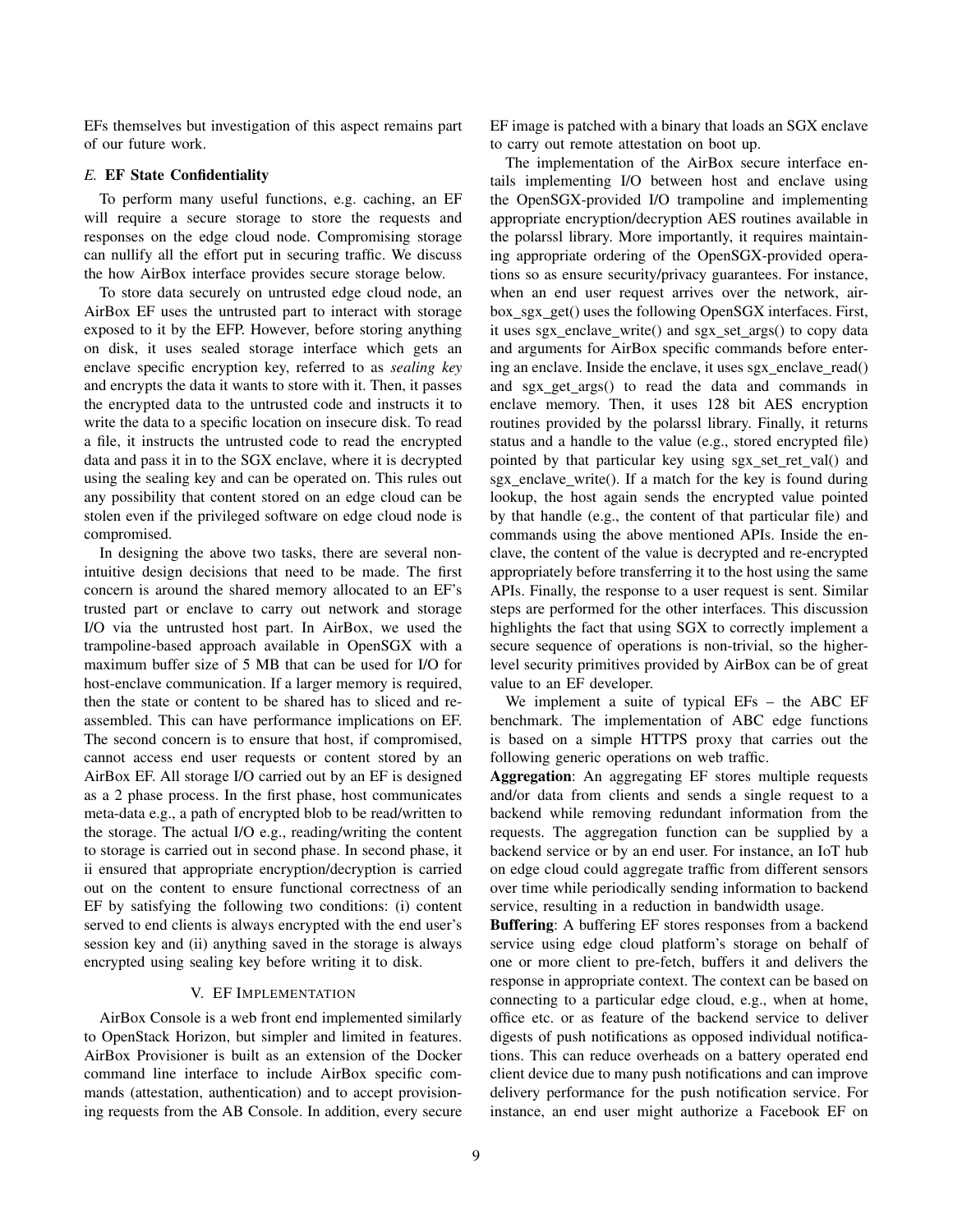EFs themselves but investigation of this aspect remains part of our future work.

### *E.* EF State Confidentiality

To perform many useful functions, e.g. caching, an EF will require a secure storage to store the requests and responses on the edge cloud node. Compromising storage can nullify all the effort put in securing traffic. We discuss the how AirBox interface provides secure storage below.

To store data securely on untrusted edge cloud node, an AirBox EF uses the untrusted part to interact with storage exposed to it by the EFP. However, before storing anything on disk, it uses sealed storage interface which gets an enclave specific encryption key, referred to as *sealing key* and encrypts the data it wants to store with it. Then, it passes the encrypted data to the untrusted code and instructs it to write the data to a specific location on insecure disk. To read a file, it instructs the untrusted code to read the encrypted data and pass it in to the SGX enclave, where it is decrypted using the sealing key and can be operated on. This rules out any possibility that content stored on an edge cloud can be stolen even if the privileged software on edge cloud node is compromised.

In designing the above two tasks, there are several non-intuitive design decisions that need to be made. The first concern is around the shared memory allocated to an EF's trusted part or enclave to carry out network and storage I/O via the untrusted host part. In AirBox, we used the trampoline-based approach available in OpenSGX with a maximum buffer size of 5 MB that can be used for I/O for host-enclave communication. If a larger memory is required, then the state or content to be shared has to sliced and re-assembled. This can have performance implications on EF. The second concern is to ensure that host, if compromised, cannot access end user requests or content stored by an AirBox EF. All storage I/O carried out by an EF is designed as a 2 phase process. In the first phase, host communicates meta-data e.g., a path of encrypted blob to be read/written to the storage. The actual I/O e.g., reading/writing the content to storage is carried out in second phase. In second phase, it ii ensured that appropriate encryption/decryption is carried out on the content to ensure functional correctness of an EF by satisfying the following two conditions: (i) content served to end clients is always encrypted with the end user's session key and (ii) anything saved in the storage is always encrypted using sealing key before writing it to disk.

## V. EF Implementation

AirBox Console is a web front end implemented similarly to OpenStack Horizon, but simpler and limited in features. AirBox Provisioner is built as an extension of the Docker command line interface to include AirBox specific commands (attestation, authentication) and to accept provisioning requests from the AB Console. In addition, every secure EF image is patched with a binary that loads an SGX enclave to carry out remote attestation on boot up.

The implementation of the AirBox secure interface entails implementing I/O between host and enclave using the OpenSGX-provided I/O trampoline and implementing appropriate encryption/decryption AES routines available in the polarssl library. More importantly, it requires maintaining appropriate ordering of the OpenSGX-provided operations so as ensure security/privacy guarantees. For instance, when an end user request arrives over the network, airbox_sgx_get() uses the following OpenSGX interfaces. First, it uses sgx_enclave_write() and sgx_set_args() to copy data and arguments for AirBox specific commands before entering an enclave. Inside the enclave, it uses sgx_enclave_read() and sgx_get_args() to read the data and commands in enclave memory. Then, it uses 128 bit AES encryption routines provided by the polarssl library. Finally, it returns status and a handle to the value (e.g., stored encrypted file) pointed by that particular key using sgx_set_ret_val() and sgx_enclave_write(). If a match for the key is found during lookup, the host again sends the encrypted value pointed by that handle (e.g., the content of that particular file) and commands using the above mentioned APIs. Inside the enclave, the content of the value is decrypted and re-encrypted appropriately before transferring it to the host using the same APIs. Finally, the response to a user request is sent. Similar steps are performed for the other interfaces. This discussion highlights the fact that using SGX to correctly implement a secure sequence of operations is non-trivial, so the higher-level security primitives provided by AirBox can be of great value to an EF developer.

We implement a suite of typical EFs – the ABC EF benchmark. The implementation of ABC edge functions is based on a simple HTTPS proxy that carries out the following generic operations on web traffic.

**Aggregation**: An aggregating EF stores multiple requests and/or data from clients and sends a single request to a backend while removing redundant information from the requests. The aggregation function can be supplied by a backend service or by an end user. For instance, an IoT hub on edge cloud could aggregate traffic from different sensors over time while periodically sending information to backend service, resulting in a reduction in bandwidth usage.

**Buffering**: A buffering EF stores responses from a backend service using edge cloud platform's storage on behalf of one or more client to pre-fetch, buffers it and delivers the response in appropriate context. The context can be based on connecting to a particular edge cloud, e.g., when at home, office etc. or as feature of the backend service to deliver digests of push notifications as opposed individual notifications. This can reduce overheads on a battery operated end client device due to many push notifications and can improve delivery performance for the push notification service. For instance, an end user might authorize a Facebook EF on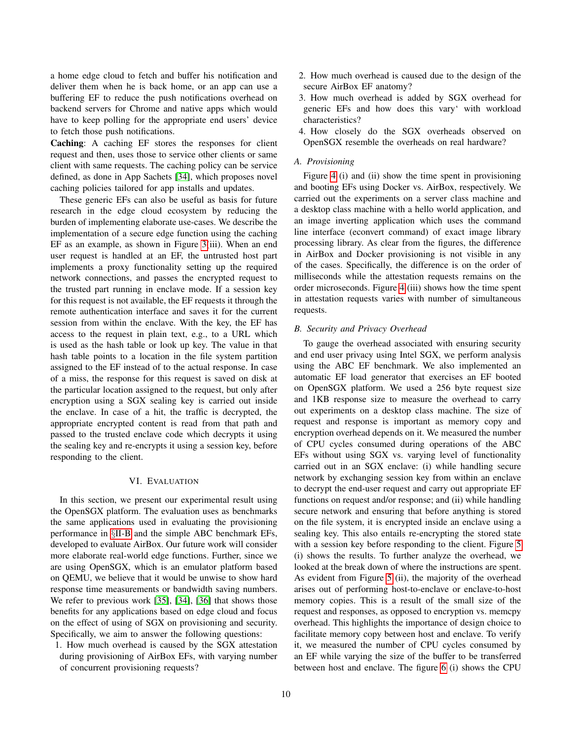a home edge cloud to fetch and buffer his notification and deliver them when he is back home, or an app can use a buffering EF to reduce the push notifications overhead on backend servers for Chrome and native apps which would have to keep polling for the appropriate end users' device to fetch those push notifications.

**Caching**: A caching EF stores the responses for client request and then, uses those to service other clients or same client with same requests. The caching policy can be service defined, as done in App Sachets [34], which proposes novel caching policies tailored for app installs and updates.

These generic EFs can also be useful as basis for future research in the edge cloud ecosystem by reducing the burden of implementing elaborate use-cases. We describe the implementation of a secure edge function using the caching EF as an example, as shown in Figure 3(iii). When an end user request is handled at an EF, the untrusted host part implements a proxy functionality setting up the required network connections, and passes the encrypted request to the trusted part running in enclave mode. If a session key for this request is not available, the EF requests it through the remote authentication interface and saves it for the current session from within the enclave. With the key, the EF has access to the request in plain text, e.g., to a URL which is used as the hash table or look up key. The value in that hash table points to a location in the file system partition assigned to the EF instead of to the actual response. In case of a miss, the response for this request is saved on disk at the particular location assigned to the request, but only after encryption using a SGX sealing key is carried out inside the enclave. In case of a hit, the traffic is decrypted, the appropriate encrypted content is read from that path and passed to the trusted enclave code which decrypts it using the sealing key and re-encrypts it using a session key, before responding to the client.

## VI. Evaluation

In this section, we present our experimental result using the OpenSGX platform. The evaluation uses as benchmarks the same applications used in evaluating the provisioning performance in §II-B and the simple ABC benchmark EFs, developed to evaluate AirBox. Our future work will consider more elaborate real-world edge functions. Further, since we are using OpenSGX, which is an emulator platform based on QEMU, we believe that it would be unwise to show hard response time measurements or bandwidth saving numbers. We refer to previous work [35], [34], [36] that shows those benefits for any applications based on edge cloud and focus on the effect of using of SGX on provisioning and security. Specifically, we aim to answer the following questions:

1. How much overhead is caused by the SGX attestation during provisioning of AirBox EFs, with varying number of concurrent provisioning requests?
2. How much overhead is caused due to the design of the secure AirBox EF anatomy?
3. How much overhead is added by SGX overhead for generic EFs and how does this vary‘ with workload characteristics?
4. How closely do the SGX overheads observed on OpenSGX resemble the overheads on real hardware?

### A. Provisioning

Figure 4 (i) and (ii) show the time spent in provisioning and booting EFs using Docker vs. AirBox, respectively. We carried out the experiments on a server class machine and a desktop class machine with a hello world application, and an image inverting application which uses the command line interface (econvert command) of exact image library processing library. As clear from the figures, the difference in AirBox and Docker provisioning is not visible in any of the cases. Specifically, the difference is on the order of milliseconds while the attestation requests remains on the order microseconds. Figure 4 (iii) shows how the time spent in attestation requests varies with number of simultaneous requests.

### B. Security and Privacy Overhead

To gauge the overhead associated with ensuring security and end user privacy using Intel SGX, we perform analysis using the ABC EF benchmark. We also implemented an automatic EF load generator that exercises an EF booted on OpenSGX platform. We used a 256 byte request size and 1KB response size to measure the overhead to carry out experiments on a desktop class machine. The size of request and response is important as memory copy and encryption overhead depends on it. We measured the number of CPU cycles consumed during operations of the ABC EFs without using SGX vs. varying level of functionality carried out in an SGX enclave: (i) while handling secure network by exchanging session key from within an enclave to decrypt the end-user request and carry out appropriate EF functions on request and/or response; and (ii) while handling secure network and ensuring that before anything is stored on the file system, it is encrypted inside an enclave using a sealing key. This also entails re-encrypting the stored state with a session key before responding to the client. Figure 5 (i) shows the results. To further analyze the overhead, we looked at the break down of where the instructions are spent. As evident from Figure 5 (ii), the majority of the overhead arises out of performing host-to-enclave or enclave-to-host memory copies. This is a result of the small size of the request and responses, as opposed to encryption vs. memcpy overhead. This highlights the importance of design choice to facilitate memory copy between host and enclave. To verify it, we measured the number of CPU cycles consumed by an EF while varying the size of the buffer to be transferred between host and enclave. The figure 6 (i) shows the CPU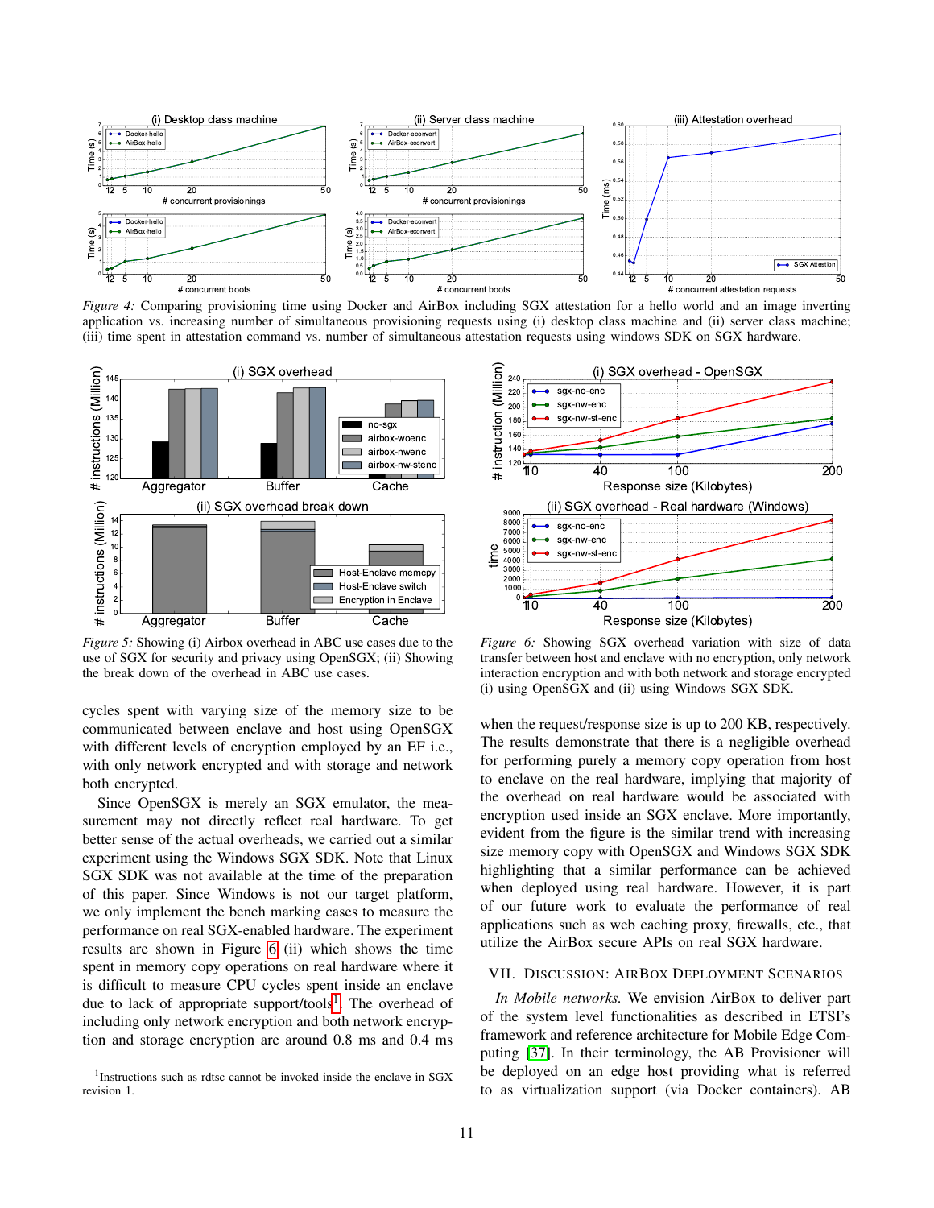Figure 4: Comparing provisioning time using Docker and AirBox including SGX attestation for a hello world and an image inverting application vs. increasing number of simultaneous provisioning requests using (i) desktop class machine and (ii) server class machine; (iii) time spent in attestation command vs. number of simultaneous attestation requests using windows SDK on SGX hardware.

Figure 5: Showing (i) Airbox overhead in ABC use cases due to the use of SGX for security and privacy using OpenSGX; (ii) Showing the break down of the overhead in ABC use cases.

Figure 6: Showing SGX overhead variation with size of data transfer between host and enclave with no encryption, only network interaction encryption and with both network and storage encrypted (i) using OpenSGX and (ii) using Windows SGX SDK.

cycles spent with varying size of the memory size to be communicated between enclave and host using OpenSGX with different levels of encryption employed by an EF i.e., with only network encrypted and with storage and network both encrypted.

Since OpenSGX is merely an SGX emulator, the measurement may not directly reflect real hardware. To get better sense of the actual overheads, we carried out a similar experiment using the Windows SGX SDK. Note that Linux SGX SDK was not available at the time of the preparation of this paper. Since Windows is not our target platform, we only implement the bench marking cases to measure the performance on real SGX-enabled hardware. The experiment results are shown in Figure 6 (ii) which shows the time spent in memory copy operations on real hardware where it is difficult to measure CPU cycles spent inside an enclave due to lack of appropriate support/tools[1]. The overhead of including only network encryption and both network encryption and storage encryption are around 0.8 ms and 0.4 ms when the request/response size is up to 200 KB, respectively. The results demonstrate that there is a negligible overhead for performing purely a memory copy operation from host to enclave on the real hardware, implying that majority of the overhead on real hardware would be associated with encryption used inside an SGX enclave. More importantly, evident from the figure is the similar trend with increasing size memory copy with OpenSGX and Windows SGX SDK highlighting that a similar performance can be achieved when deployed using real hardware. However, it is part of our future work to evaluate the performance of real applications such as web caching proxy, firewalls, etc., that utilize the AirBox secure APIs on real SGX hardware.

[1]Instructions such as rdtsc cannot be invoked inside the enclave in SGX revision 1.

## VII. Discussion: AirBox Deployment Scenarios

*In Mobile networks.* We envision AirBox to deliver part of the system level functionalities as described in ETSI's framework and reference architecture for Mobile Edge Computing [37]. In their terminology, the AB Provisioner will be deployed on an edge host providing what is referred to as virtualization support (via Docker containers). AB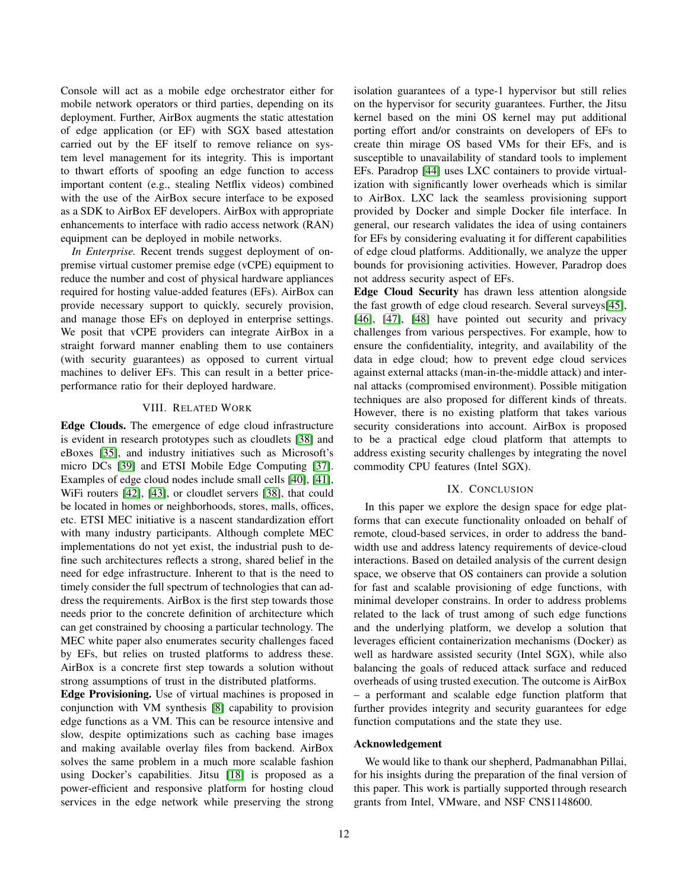Console will act as a mobile edge orchestrator either for mobile network operators or third parties, depending on its deployment. Further, AirBox augments the static attestation of edge application (or EF) with SGX based attestation carried out by the EF itself to remove reliance on system level management for its integrity. This is important to thwart efforts of spoofing an edge function to access important content (e.g., stealing Netflix videos) combined with the use of the AirBox secure interface to be exposed as a SDK to AirBox EF developers. AirBox with appropriate enhancements to interface with radio access network (RAN) equipment can be deployed in mobile networks.

*In Enterprise.* Recent trends suggest deployment of on-premise virtual customer premise edge (vCPE) equipment to reduce the number and cost of physical hardware appliances required for hosting value-added features (EFs). AirBox can provide necessary support to quickly, securely provision, and manage those EFs on deployed in enterprise settings. We posit that vCPE providers can integrate AirBox in a straight forward manner enabling them to use containers (with security guarantees) as opposed to current virtual machines to deliver EFs. This can result in a better price-performance ratio for their deployed hardware.

## VIII. Related Work

**Edge Clouds.** The emergence of edge cloud infrastructure is evident in research prototypes such as cloudlets [38] and eBoxes [35], and industry initiatives such as Microsoft's micro DCs [39] and ETSI Mobile Edge Computing [37]. Examples of edge cloud nodes include small cells [40], [41], WiFi routers [42], [43], or cloudlet servers [38], that could be located in homes or neighborhoods, stores, malls, offices, etc. ETSI MEC initiative is a nascent standardization effort with many industry participants. Although complete MEC implementations do not yet exist, the industrial push to define such architectures reflects a strong, shared belief in the need for edge infrastructure. Inherent to that is the need to timely consider the full spectrum of technologies that can address the requirements. AirBox is the first step towards those needs prior to the concrete definition of architecture which can get constrained by choosing a particular technology. The MEC white paper also enumerates security challenges faced by EFs, but relies on trusted platforms to address these. AirBox is a concrete first step towards a solution without strong assumptions of trust in the distributed platforms.

**Edge Provisioning.** Use of virtual machines is proposed in conjunction with VM synthesis [8] capability to provision edge functions as a VM. This can be resource intensive and slow, despite optimizations such as caching base images and making available overlay files from backend. AirBox solves the same problem in a much more scalable fashion using Docker's capabilities. Jitsu [18] is proposed as a power-efficient and responsive platform for hosting cloud services in the edge network while preserving the strong isolation guarantees of a type-1 hypervisor but still relies on the hypervisor for security guarantees. Further, the Jitsu kernel based on the mini OS kernel may put additional porting effort and/or constraints on developers of EFs to create thin mirage OS based VMs for their EFs, and is susceptible to unavailability of standard tools to implement EFs. Paradrop [44] uses LXC containers to provide virtualization with significantly lower overheads which is similar to AirBox. LXC lack the seamless provisioning support provided by Docker and simple Docker file interface. In general, our research validates the idea of using containers for EFs by considering evaluating it for different capabilities of edge cloud platforms. Additionally, we analyze the upper bounds for provisioning activities. However, Paradrop does not address security aspect of EFs.

**Edge Cloud Security** has drawn less attention alongside the fast growth of edge cloud research. Several surveys[45], [46], [47], [48] have pointed out security and privacy challenges from various perspectives. For example, how to ensure the confidentiality, integrity, and availability of the data in edge cloud; how to prevent edge cloud services against external attacks (man-in-the-middle attack) and internal attacks (compromised environment). Possible mitigation techniques are also proposed for different kinds of threats. However, there is no existing platform that takes various security considerations into account. AirBox is proposed to be a practical edge cloud platform that attempts to address existing security challenges by integrating the novel commodity CPU features (Intel SGX).

## IX. Conclusion

In this paper we explore the design space for edge platforms that can execute functionality onloaded on behalf of remote, cloud-based services, in order to address the bandwidth use and address latency requirements of device-cloud interactions. Based on detailed analysis of the current design space, we observe that OS containers can provide a solution for fast and scalable provisioning of edge functions, with minimal developer constrains. In order to address problems related to the lack of trust among of such edge functions and the underlying platform, we develop a solution that leverages efficient containerization mechanisms (Docker) as well as hardware assisted security (Intel SGX), while also balancing the goals of reduced attack surface and reduced overheads of using trusted execution. The outcome is AirBox – a performant and scalable edge function platform that further provides integrity and security guarantees for edge function computations and the state they use.

### Acknowledgement

We would like to thank our shepherd, Padmanabhan Pillai, for his insights during the preparation of the final version of this paper. This work is partially supported through research grants from Intel, VMware, and NSF CNS1148600.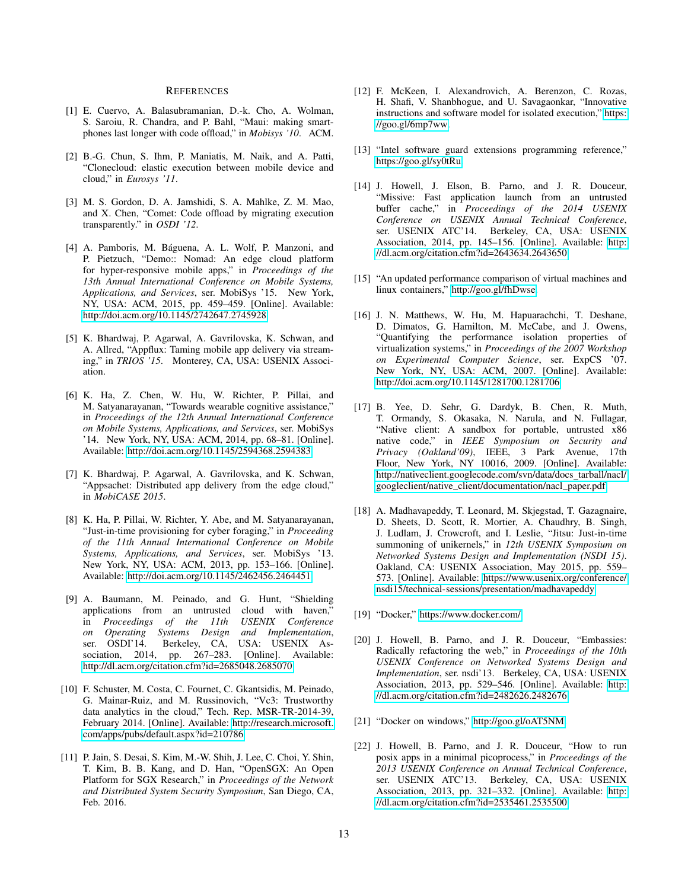## References

[1] E. Cuervo, A. Balasubramanian, D.-k. Cho, A. Wolman, S. Saroiu, R. Chandra, and P. Bahl, "Maui: making smartphones last longer with code offload," in *Mobisys '10*. ACM.

[2] B.-G. Chun, S. Ihm, P. Maniatis, M. Naik, and A. Patti, "Clonecloud: elastic execution between mobile device and cloud," in *Eurosys '11*.

[3] M. S. Gordon, D. A. Jamshidi, S. A. Mahlke, Z. M. Mao, and X. Chen, "Comet: Code offload by migrating execution transparently." in *OSDI '12*.

[4] A. Pamboris, M. Báguena, A. L. Wolf, P. Manzoni, and P. Pietzuch, "Demo:: Nomad: An edge cloud platform for hyper-responsive mobile apps," in *Proceedings of the 13th Annual International Conference on Mobile Systems, Applications, and Services*, ser. MobiSys '15. New York, NY, USA: ACM, 2015, pp. 459–459. [Online]. Available: http://doi.acm.org/10.1145/2742647.2745928

[5] K. Bhardwaj, P. Agarwal, A. Gavrilovska, K. Schwan, and A. Allred, "Appflux: Taming mobile app delivery via streaming," in *TRIOS '15*. Monterey, CA, USA: USENIX Association.

[6] K. Ha, Z. Chen, W. Hu, W. Richter, P. Pillai, and M. Satyanarayanan, "Towards wearable cognitive assistance," in *Proceedings of the 12th Annual International Conference on Mobile Systems, Applications, and Services*, ser. MobiSys '14. New York, NY, USA: ACM, 2014, pp. 68–81. [Online]. Available: http://doi.acm.org/10.1145/2594368.2594383

[7] K. Bhardwaj, P. Agarwal, A. Gavrilovska, and K. Schwan, "Appsachet: Distributed app delivery from the edge cloud," in *MobiCASE 2015*.

[8] K. Ha, P. Pillai, W. Richter, Y. Abe, and M. Satyanarayanan, "Just-in-time provisioning for cyber foraging," in *Proceeding of the 11th Annual International Conference on Mobile Systems, Applications, and Services*, ser. MobiSys '13. New York, NY, USA: ACM, 2013, pp. 153–166. [Online]. Available: http://doi.acm.org/10.1145/2462456.2464451

[9] A. Baumann, M. Peinado, and G. Hunt, "Shielding applications from an untrusted cloud with haven," in *Proceedings of the 11th USENIX Conference on Operating Systems Design and Implementation*, ser. OSDI'14. Berkeley, CA, USA: USENIX Association, 2014, pp. 267–283. [Online]. Available: http://dl.acm.org/citation.cfm?id=2685048.2685070

[10] F. Schuster, M. Costa, C. Fournet, C. Gkantsidis, M. Peinado, G. Mainar-Ruiz, and M. Russinovich, "Vc3: Trustworthy data analytics in the cloud," Tech. Rep. MSR-TR-2014-39, February 2014. [Online]. Available: http://research.microsoft.com/apps/pubs/default.aspx?id=210786

[11] P. Jain, S. Desai, S. Kim, M.-W. Shih, J. Lee, C. Choi, Y. Shin, T. Kim, B. B. Kang, and D. Han, "OpenSGX: An Open Platform for SGX Research," in *Proceedings of the Network and Distributed System Security Symposium*, San Diego, CA, Feb. 2016.

[12] F. McKeen, I. Alexandrovich, A. Berenzon, C. Rozas, H. Shafi, V. Shanbhogue, and U. Savagaonkar, "Innovative instructions and software model for isolated execution," https://goo.gl/6mp7ww

[13] "Intel software guard extensions programming reference," https://goo.gl/sy0tRu

[14] J. Howell, J. Elson, B. Parno, and J. R. Douceur, "Missive: Fast application launch from an untrusted buffer cache," in *Proceedings of the 2014 USENIX Conference on USENIX Annual Technical Conference*, ser. USENIX ATC'14. Berkeley, CA, USA: USENIX Association, 2014, pp. 145–156. [Online]. Available: http://dl.acm.org/citation.cfm?id=2643634.2643650

[15] "An updated performance comparison of virtual machines and linux containers," http://goo.gl/fhDwse

[16] J. N. Matthews, W. Hu, M. Hapuarachchi, T. Deshane, D. Dimatos, G. Hamilton, M. McCabe, and J. Owens, "Quantifying the performance isolation properties of virtualization systems," in *Proceedings of the 2007 Workshop on Experimental Computer Science*, ser. ExpCS '07. New York, NY, USA: ACM, 2007. [Online]. Available: http://doi.acm.org/10.1145/1281700.1281706

[17] B. Yee, D. Sehr, G. Dardyk, B. Chen, R. Muth, T. Ormandy, S. Okasaka, N. Narula, and N. Fullagar, "Native client: A sandbox for portable, untrusted x86 native code," in *IEEE Symposium on Security and Privacy (Oakland'09)*, IEEE, 3 Park Avenue, 17th Floor, New York, NY 10016, 2009. [Online]. Available: http://nativeclient.googlecode.com/svn/data/docs_tarball/nacl/googleclient/native_client/documentation/nacl_paper.pdf

[18] A. Madhavapeddy, T. Leonard, M. Skjegstad, T. Gazagnaire, D. Sheets, D. Scott, R. Mortier, A. Chaudhry, B. Singh, J. Ludlam, J. Crowcroft, and I. Leslie, "Jitsu: Just-in-time summoning of unikernels," in *12th USENIX Symposium on Networked Systems Design and Implementation (NSDI 15)*. Oakland, CA: USENIX Association, May 2015, pp. 559–573. [Online]. Available: https://www.usenix.org/conference/nsdi15/technical-sessions/presentation/madhavapeddy

[19] "Docker," https://www.docker.com/

[20] J. Howell, B. Parno, and J. R. Douceur, "Embassies: Radically refactoring the web," in *Proceedings of the 10th USENIX Conference on Networked Systems Design and Implementation*, ser. nsdi'13. Berkeley, CA, USA: USENIX Association, 2013, pp. 529–546. [Online]. Available: http://dl.acm.org/citation.cfm?id=2482626.2482676

[21] "Docker on windows," http://goo.gl/oAT5NM

[22] J. Howell, B. Parno, and J. R. Douceur, "How to run posix apps in a minimal picoprocess," in *Proceedings of the 2013 USENIX Conference on Annual Technical Conference*, ser. USENIX ATC'13. Berkeley, CA, USA: USENIX Association, 2013, pp. 321–332. [Online]. Available: http://dl.acm.org/citation.cfm?id=2535461.2535500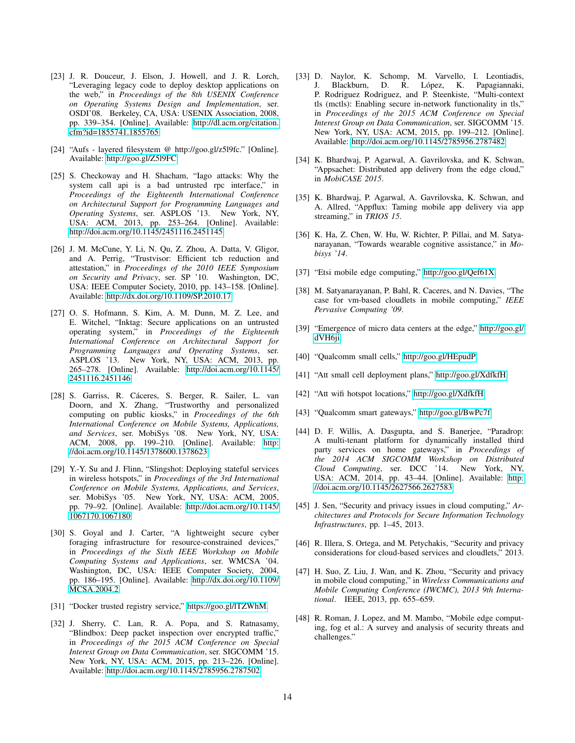[23] J. R. Douceur, J. Elson, J. Howell, and J. R. Lorch, "Leveraging legacy code to deploy desktop applications on the web," in *Proceedings of the 8th USENIX Conference on Operating Systems Design and Implementation*, ser. OSDI'08. Berkeley, CA, USA: USENIX Association, 2008, pp. 339–354. [Online]. Available: http://dl.acm.org/citation.cfm?id=1855741.1855765

[24] "Aufs - layered filesystem @ http://goo.gl/z5l9fc." [Online]. Available: http://goo.gl/Z5l9FC

[25] S. Checkoway and H. Shacham, "Iago attacks: Why the system call api is a bad untrusted rpc interface," in *Proceedings of the Eighteenth International Conference on Architectural Support for Programming Languages and Operating Systems*, ser. ASPLOS '13. New York, NY, USA: ACM, 2013, pp. 253–264. [Online]. Available: http://doi.acm.org/10.1145/2451116.2451145

[26] J. M. McCune, Y. Li, N. Qu, Z. Zhou, A. Datta, V. Gligor, and A. Perrig, "Trustvisor: Efficient tcb reduction and attestation," in *Proceedings of the 2010 IEEE Symposium on Security and Privacy*, ser. SP '10. Washington, DC, USA: IEEE Computer Society, 2010, pp. 143–158. [Online]. Available: http://dx.doi.org/10.1109/SP.2010.17

[27] O. S. Hofmann, S. Kim, A. M. Dunn, M. Z. Lee, and E. Witchel, "Inktag: Secure applications on an untrusted operating system," in *Proceedings of the Eighteenth International Conference on Architectural Support for Programming Languages and Operating Systems*, ser. ASPLOS '13. New York, NY, USA: ACM, 2013, pp. 265–278. [Online]. Available: http://doi.acm.org/10.1145/2451116.2451146

[28] S. Garriss, R. Cáceres, S. Berger, R. Sailer, L. van Doorn, and X. Zhang, "Trustworthy and personalized computing on public kiosks," in *Proceedings of the 6th International Conference on Mobile Systems, Applications, and Services*, ser. MobiSys '08. New York, NY, USA: ACM, 2008, pp. 199–210. [Online]. Available: http://doi.acm.org/10.1145/1378600.1378623

[29] Y.-Y. Su and J. Flinn, "Slingshot: Deploying stateful services in wireless hotspots," in *Proceedings of the 3rd International Conference on Mobile Systems, Applications, and Services*, ser. MobiSys '05. New York, NY, USA: ACM, 2005, pp. 79–92. [Online]. Available: http://doi.acm.org/10.1145/1067170.1067180

[30] S. Goyal and J. Carter, "A lightweight secure cyber foraging infrastructure for resource-constrained devices," in *Proceedings of the Sixth IEEE Workshop on Mobile Computing Systems and Applications*, ser. WMCSA '04. Washington, DC, USA: IEEE Computer Society, 2004, pp. 186–195. [Online]. Available: http://dx.doi.org/10.1109/MCSA.2004.2

[31] "Docker trusted registry service," https://goo.gl/lTZWhM.

[32] J. Sherry, C. Lan, R. A. Popa, and S. Ratnasamy, "Blindbox: Deep packet inspection over encrypted traffic," in *Proceedings of the 2015 ACM Conference on Special Interest Group on Data Communication*, ser. SIGCOMM '15. New York, NY, USA: ACM, 2015, pp. 213–226. [Online]. Available: http://doi.acm.org/10.1145/2785956.2787502

[33] D. Naylor, K. Schomp, M. Varvello, I. Leontiadis, J. Blackburn, D. R. López, K. Papagiannaki, P. Rodriguez Rodriguez, and P. Steenkiste, "Multi-context tls (mctls): Enabling secure in-network functionality in tls," in *Proceedings of the 2015 ACM Conference on Special Interest Group on Data Communication*, ser. SIGCOMM '15. New York, NY, USA: ACM, 2015, pp. 199–212. [Online]. Available: http://doi.acm.org/10.1145/2785956.2787482

[34] K. Bhardwaj, P. Agarwal, A. Gavrilovska, and K. Schwan, "Appsachet: Distributed app delivery from the edge cloud," in *MobiCASE 2015*.

[35] K. Bhardwaj, P. Agarwal, A. Gavrilovska, K. Schwan, and A. Allred, "Appflux: Taming mobile app delivery via app streaming," in *TRIOS 15*.

[36] K. Ha, Z. Chen, W. Hu, W. Richter, P. Pillai, and M. Satyanarayanan, "Towards wearable cognitive assistance," in *Mobisys '14*.

[37] "Etsi mobile edge computing," http://goo.gl/Qef61X

[38] M. Satyanarayanan, P. Bahl, R. Caceres, and N. Davies, "The case for vm-based cloudlets in mobile computing," *IEEE Pervasive Computing '09*.

[39] "Emergence of micro data centers at the edge," http://goo.gl/dVH6ji

[40] "Qualcomm small cells," http://goo.gl/HEpudP

[41] "Att small cell deployment plans," http://goo.gl/XdfkfH

[42] "Att wifi hotspot locations," http://goo.gl/XdfkfH

[43] "Qualcomm smart gateways," http://goo.gl/BwPc7f

[44] D. F. Willis, A. Dasgupta, and S. Banerjee, "Paradrop: A multi-tenant platform for dynamically installed third party services on home gateways," in *Proceedings of the 2014 ACM SIGCOMM Workshop on Distributed Cloud Computing*, ser. DCC '14. New York, NY, USA: ACM, 2014, pp. 43–44. [Online]. Available: http://doi.acm.org/10.1145/2627566.2627583

[45] J. Sen, "Security and privacy issues in cloud computing," *Architectures and Protocols for Secure Information Technology Infrastructures*, pp. 1–45, 2013.

[46] R. Illera, S. Ortega, and M. Petychakis, "Security and privacy considerations for cloud-based services and cloudlets," 2013.

[47] H. Suo, Z. Liu, J. Wan, and K. Zhou, "Security and privacy in mobile cloud computing," in *Wireless Communications and Mobile Computing Conference (IWCMC), 2013 9th International*. IEEE, 2013, pp. 655–659.

[48] R. Roman, J. Lopez, and M. Mambo, "Mobile edge computing, fog et al.: A survey and analysis of security threats and challenges."